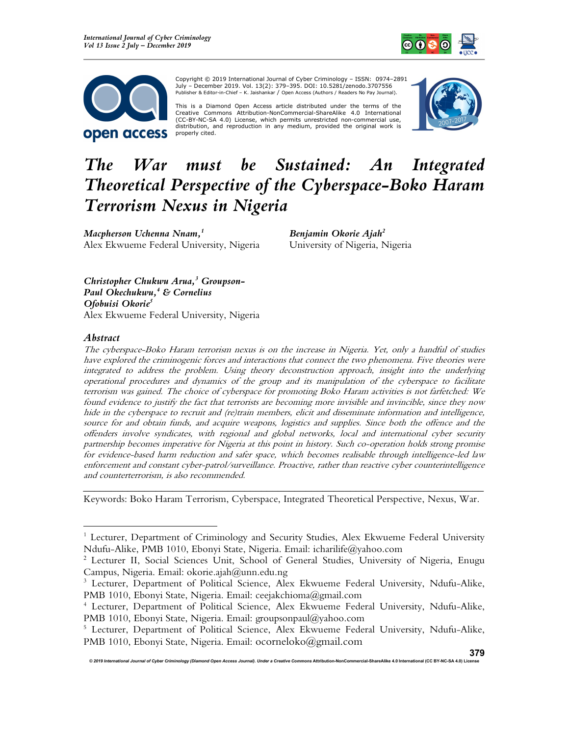Copyright © 2019 International Journal of Cyber Criminology – ISSN: 0974–2891 July – December 2019. Vol. 13(2): 379–395. DOI: 10.5281/zenodo.3707556
Publisher & Editor-in-Chief – K. Jaishankar / Open Access (Authors / Readers No Pay Journal).

This is a Diamond Open Access article distributed under the terms of the Creative Commons Attribution-NonCommercial-ShareAlike 4.0 International (CC-BY-NC-SA 4.0) License, which permits unrestricted non-commercial use, distribution, and reproduction in any medium, provided the original work is properly cited.

# *The War must be Sustained: An Integrated Theoretical Perspective of the Cyberspace-Boko Haram Terrorism Nexus in Nigeria*

***Macpherson Uchenna Nnam,***[1]
Alex Ekwueme Federal University, Nigeria

***Benjamin Okorie Ajah***[2]
University of Nigeria, Nigeria

***Christopher Chukwu Arua,***[3] ***Groupson-Paul Okechukwu,***[4] ***& Cornelius Ofobuisi Okorie***[5]
Alex Ekwueme Federal University, Nigeria

### *Abstract*

*The cyberspace-Boko Haram terrorism nexus is on the increase in Nigeria. Yet, only a handful of studies have explored the criminogenic forces and interactions that connect the two phenomena. Five theories were integrated to address the problem. Using theory deconstruction approach, insight into the underlying operational procedures and dynamics of the group and its manipulation of the cyberspace to facilitate terrorism was gained. The choice of cyberspace for promoting Boko Haram activities is not farfetched: We found evidence to justify the fact that terrorists are becoming more invisible and invincible, since they now hide in the cyberspace to recruit and (re)train members, elicit and disseminate information and intelligence, source for and obtain funds, and acquire weapons, logistics and supplies. Since both the offence and the offenders involve syndicates, with regional and global networks, local and international cyber security partnership becomes imperative for Nigeria at this point in history. Such co-operation holds strong promise for evidence-based harm reduction and safer space, which becomes realisable through intelligence-led law enforcement and constant cyber-patrol/surveillance. Proactive, rather than reactive cyber counterintelligence and counterterrorism, is also recommended.*

---

Keywords: Boko Haram Terrorism, Cyberspace, Integrated Theoretical Perspective, Nexus, War.

---

[1] Lecturer, Department of Criminology and Security Studies, Alex Ekwueme Federal University Ndufu-Alike, PMB 1010, Ebonyi State, Nigeria. Email: icharilife@yahoo.com

[2] Lecturer II, Social Sciences Unit, School of General Studies, University of Nigeria, Enugu Campus, Nigeria. Email: okorie.ajah@unn.edu.ng

[3] Lecturer, Department of Political Science, Alex Ekwueme Federal University, Ndufu-Alike, PMB 1010, Ebonyi State, Nigeria. Email: ceejakchioma@gmail.com

[4] Lecturer, Department of Political Science, Alex Ekwueme Federal University, Ndufu-Alike, PMB 1010, Ebonyi State, Nigeria. Email: groupsonpaul@yahoo.com

[5] Lecturer, Department of Political Science, Alex Ekwueme Federal University, Ndufu-Alike, PMB 1010, Ebonyi State, Nigeria. Email: ocorneloko@gmail.com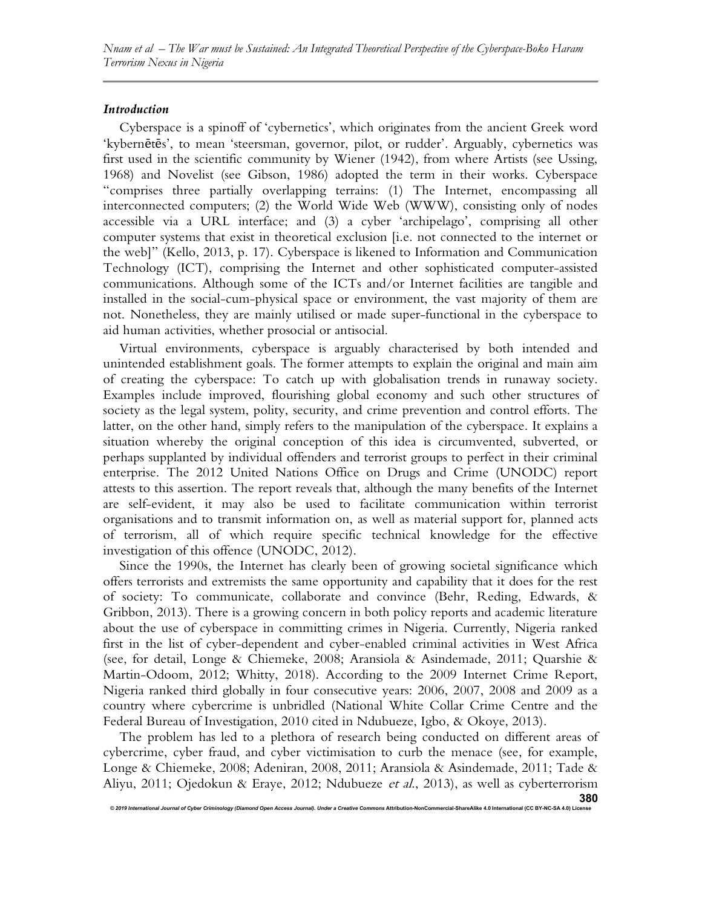### *Introduction*

Cyberspace is a spinoff of 'cybernetics', which originates from the ancient Greek word 'kybernētēs', to mean 'steersman, governor, pilot, or rudder'. Arguably, cybernetics was first used in the scientific community by Wiener (1942), from where Artists (see Ussing, 1968) and Novelist (see Gibson, 1986) adopted the term in their works. Cyberspace "comprises three partially overlapping terrains: (1) The Internet, encompassing all interconnected computers; (2) the World Wide Web (WWW), consisting only of nodes accessible via a URL interface; and (3) a cyber 'archipelago', comprising all other computer systems that exist in theoretical exclusion [i.e. not connected to the internet or the web]" (Kello, 2013, p. 17). Cyberspace is likened to Information and Communication Technology (ICT), comprising the Internet and other sophisticated computer-assisted communications. Although some of the ICTs and/or Internet facilities are tangible and installed in the social-cum-physical space or environment, the vast majority of them are not. Nonetheless, they are mainly utilised or made super-functional in the cyberspace to aid human activities, whether prosocial or antisocial.

Virtual environments, cyberspace is arguably characterised by both intended and unintended establishment goals. The former attempts to explain the original and main aim of creating the cyberspace: To catch up with globalisation trends in runaway society. Examples include improved, flourishing global economy and such other structures of society as the legal system, polity, security, and crime prevention and control efforts. The latter, on the other hand, simply refers to the manipulation of the cyberspace. It explains a situation whereby the original conception of this idea is circumvented, subverted, or perhaps supplanted by individual offenders and terrorist groups to perfect in their criminal enterprise. The 2012 United Nations Office on Drugs and Crime (UNODC) report attests to this assertion. The report reveals that, although the many benefits of the Internet are self-evident, it may also be used to facilitate communication within terrorist organisations and to transmit information on, as well as material support for, planned acts of terrorism, all of which require specific technical knowledge for the effective investigation of this offence (UNODC, 2012).

Since the 1990s, the Internet has clearly been of growing societal significance which offers terrorists and extremists the same opportunity and capability that it does for the rest of society: To communicate, collaborate and convince (Behr, Reding, Edwards, & Gribbon, 2013). There is a growing concern in both policy reports and academic literature about the use of cyberspace in committing crimes in Nigeria. Currently, Nigeria ranked first in the list of cyber-dependent and cyber-enabled criminal activities in West Africa (see, for detail, Longe & Chiemeke, 2008; Aransiola & Asindemade, 2011; Quarshie & Martin-Odoom, 2012; Whitty, 2018). According to the 2009 Internet Crime Report, Nigeria ranked third globally in four consecutive years: 2006, 2007, 2008 and 2009 as a country where cybercrime is unbridled (National White Collar Crime Centre and the Federal Bureau of Investigation, 2010 cited in Ndubueze, Igbo, & Okoye, 2013).

The problem has led to a plethora of research being conducted on different areas of cybercrime, cyber fraud, and cyber victimisation to curb the menace (see, for example, Longe & Chiemeke, 2008; Adeniran, 2008, 2011; Aransiola & Asindemade, 2011; Tade & Aliyu, 2011; Ojedokun & Eraye, 2012; Ndubueze *et al*., 2013), as well as cyberterrorism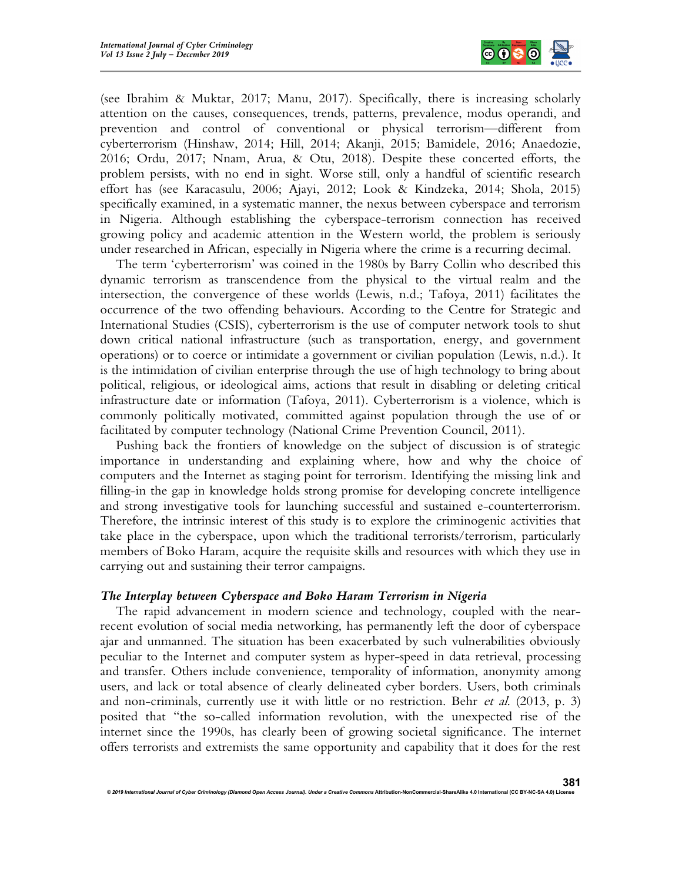(see Ibrahim & Muktar, 2017; Manu, 2017). Specifically, there is increasing scholarly attention on the causes, consequences, trends, patterns, prevalence, modus operandi, and prevention and control of conventional or physical terrorism—different from cyberterrorism (Hinshaw, 2014; Hill, 2014; Akanji, 2015; Bamidele, 2016; Anaedozie, 2016; Ordu, 2017; Nnam, Arua, & Otu, 2018). Despite these concerted efforts, the problem persists, with no end in sight. Worse still, only a handful of scientific research effort has (see Karacasulu, 2006; Ajayi, 2012; Look & Kindzeka, 2014; Shola, 2015) specifically examined, in a systematic manner, the nexus between cyberspace and terrorism in Nigeria. Although establishing the cyberspace-terrorism connection has received growing policy and academic attention in the Western world, the problem is seriously under researched in African, especially in Nigeria where the crime is a recurring decimal.

The term 'cyberterrorism' was coined in the 1980s by Barry Collin who described this dynamic terrorism as transcendence from the physical to the virtual realm and the intersection, the convergence of these worlds (Lewis, n.d.; Tafoya, 2011) facilitates the occurrence of the two offending behaviours. According to the Centre for Strategic and International Studies (CSIS), cyberterrorism is the use of computer network tools to shut down critical national infrastructure (such as transportation, energy, and government operations) or to coerce or intimidate a government or civilian population (Lewis, n.d.). It is the intimidation of civilian enterprise through the use of high technology to bring about political, religious, or ideological aims, actions that result in disabling or deleting critical infrastructure date or information (Tafoya, 2011). Cyberterrorism is a violence, which is commonly politically motivated, committed against population through the use of or facilitated by computer technology (National Crime Prevention Council, 2011).

Pushing back the frontiers of knowledge on the subject of discussion is of strategic importance in understanding and explaining where, how and why the choice of computers and the Internet as staging point for terrorism. Identifying the missing link and filling-in the gap in knowledge holds strong promise for developing concrete intelligence and strong investigative tools for launching successful and sustained e-counterterrorism. Therefore, the intrinsic interest of this study is to explore the criminogenic activities that take place in the cyberspace, upon which the traditional terrorists/terrorism, particularly members of Boko Haram, acquire the requisite skills and resources with which they use in carrying out and sustaining their terror campaigns.

### *The Interplay between Cyberspace and Boko Haram Terrorism in Nigeria*

The rapid advancement in modern science and technology, coupled with the near-recent evolution of social media networking, has permanently left the door of cyberspace ajar and unmanned. The situation has been exacerbated by such vulnerabilities obviously peculiar to the Internet and computer system as hyper-speed in data retrieval, processing and transfer. Others include convenience, temporality of information, anonymity among users, and lack or total absence of clearly delineated cyber borders. Users, both criminals and non-criminals, currently use it with little or no restriction. Behr *et al.* (2013, p. 3) posited that "the so-called information revolution, with the unexpected rise of the internet since the 1990s, has clearly been of growing societal significance. The internet offers terrorists and extremists the same opportunity and capability that it does for the rest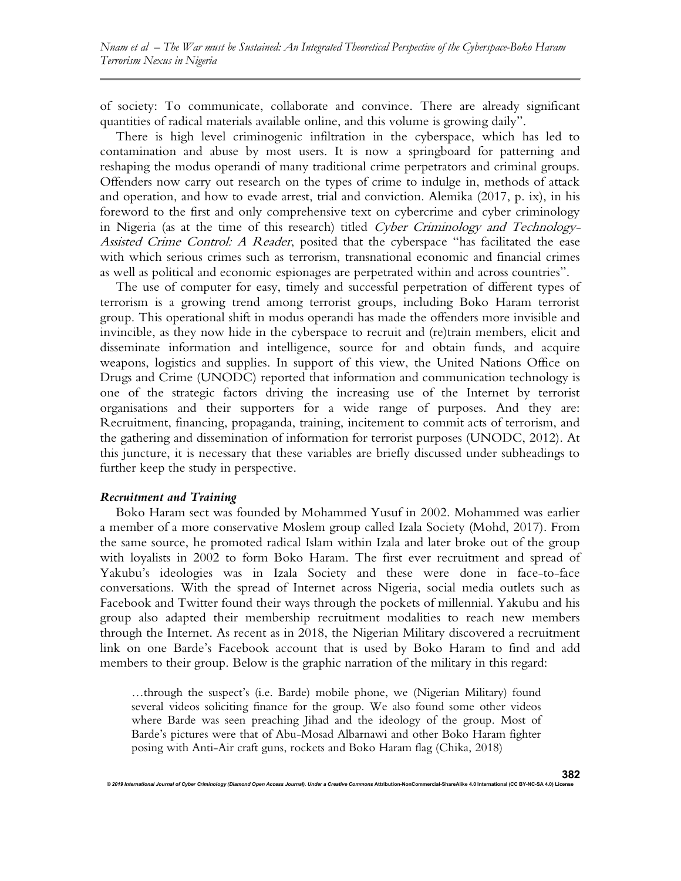of society: To communicate, collaborate and convince. There are already significant quantities of radical materials available online, and this volume is growing daily".

There is high level criminogenic infiltration in the cyberspace, which has led to contamination and abuse by most users. It is now a springboard for patterning and reshaping the modus operandi of many traditional crime perpetrators and criminal groups. Offenders now carry out research on the types of crime to indulge in, methods of attack and operation, and how to evade arrest, trial and conviction. Alemika (2017, p. ix), in his foreword to the first and only comprehensive text on cybercrime and cyber criminology in Nigeria (as at the time of this research) titled *Cyber Criminology and Technology-Assisted Crime Control: A Reader*, posited that the cyberspace "has facilitated the ease with which serious crimes such as terrorism, transnational economic and financial crimes as well as political and economic espionages are perpetrated within and across countries".

The use of computer for easy, timely and successful perpetration of different types of terrorism is a growing trend among terrorist groups, including Boko Haram terrorist group. This operational shift in modus operandi has made the offenders more invisible and invincible, as they now hide in the cyberspace to recruit and (re)train members, elicit and disseminate information and intelligence, source for and obtain funds, and acquire weapons, logistics and supplies. In support of this view, the United Nations Office on Drugs and Crime (UNODC) reported that information and communication technology is one of the strategic factors driving the increasing use of the Internet by terrorist organisations and their supporters for a wide range of purposes. And they are: Recruitment, financing, propaganda, training, incitement to commit acts of terrorism, and the gathering and dissemination of information for terrorist purposes (UNODC, 2012). At this juncture, it is necessary that these variables are briefly discussed under subheadings to further keep the study in perspective.

***Recruitment and Training***

Boko Haram sect was founded by Mohammed Yusuf in 2002. Mohammed was earlier a member of a more conservative Moslem group called Izala Society (Mohd, 2017). From the same source, he promoted radical Islam within Izala and later broke out of the group with loyalists in 2002 to form Boko Haram. The first ever recruitment and spread of Yakubu's ideologies was in Izala Society and these were done in face-to-face conversations. With the spread of Internet across Nigeria, social media outlets such as Facebook and Twitter found their ways through the pockets of millennial. Yakubu and his group also adapted their membership recruitment modalities to reach new members through the Internet. As recent as in 2018, the Nigerian Military discovered a recruitment link on one Barde's Facebook account that is used by Boko Haram to find and add members to their group. Below is the graphic narration of the military in this regard:

> …through the suspect's (i.e. Barde) mobile phone, we (Nigerian Military) found several videos soliciting finance for the group. We also found some other videos where Barde was seen preaching Jihad and the ideology of the group. Most of Barde's pictures were that of Abu-Mosad Albarnawi and other Boko Haram fighter posing with Anti-Air craft guns, rockets and Boko Haram flag (Chika, 2018)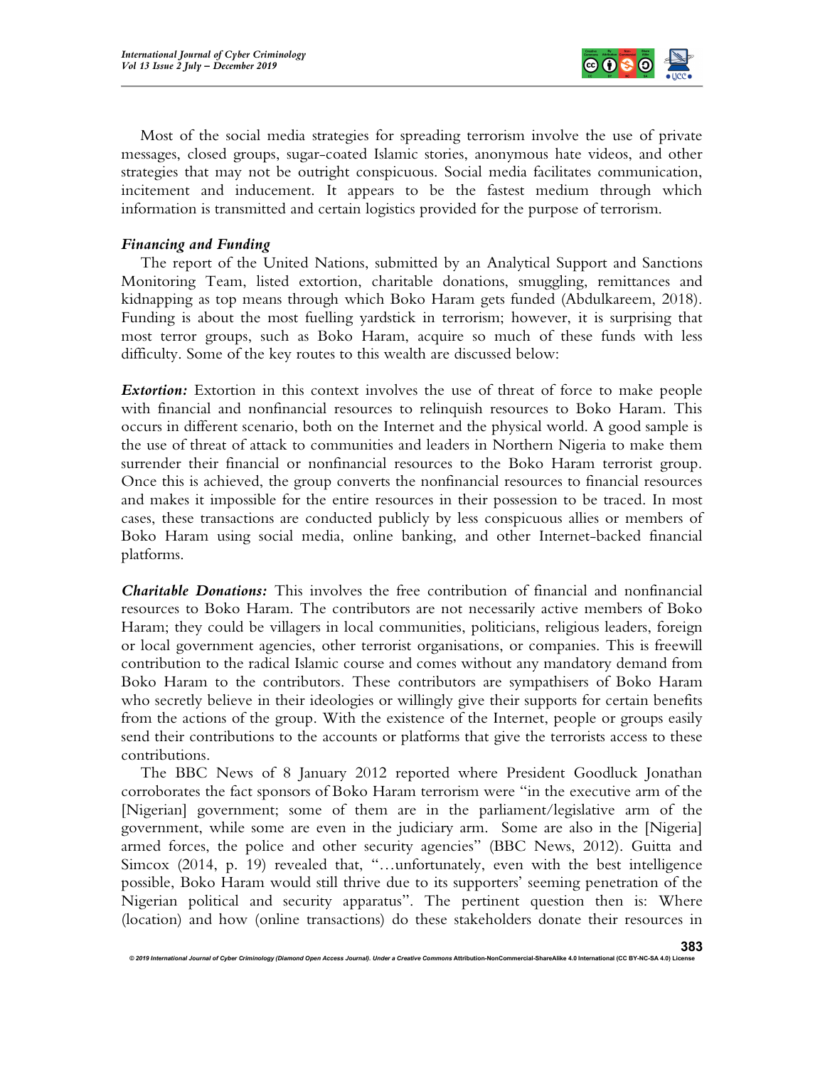Most of the social media strategies for spreading terrorism involve the use of private messages, closed groups, sugar-coated Islamic stories, anonymous hate videos, and other strategies that may not be outright conspicuous. Social media facilitates communication, incitement and inducement. It appears to be the fastest medium through which information is transmitted and certain logistics provided for the purpose of terrorism.

### *Financing and Funding*

The report of the United Nations, submitted by an Analytical Support and Sanctions Monitoring Team, listed extortion, charitable donations, smuggling, remittances and kidnapping as top means through which Boko Haram gets funded (Abdulkareem, 2018). Funding is about the most fuelling yardstick in terrorism; however, it is surprising that most terror groups, such as Boko Haram, acquire so much of these funds with less difficulty. Some of the key routes to this wealth are discussed below:

***Extortion:*** Extortion in this context involves the use of threat of force to make people with financial and nonfinancial resources to relinquish resources to Boko Haram. This occurs in different scenario, both on the Internet and the physical world. A good sample is the use of threat of attack to communities and leaders in Northern Nigeria to make them surrender their financial or nonfinancial resources to the Boko Haram terrorist group. Once this is achieved, the group converts the nonfinancial resources to financial resources and makes it impossible for the entire resources in their possession to be traced. In most cases, these transactions are conducted publicly by less conspicuous allies or members of Boko Haram using social media, online banking, and other Internet-backed financial platforms.

***Charitable Donations:*** This involves the free contribution of financial and nonfinancial resources to Boko Haram. The contributors are not necessarily active members of Boko Haram; they could be villagers in local communities, politicians, religious leaders, foreign or local government agencies, other terrorist organisations, or companies. This is freewill contribution to the radical Islamic course and comes without any mandatory demand from Boko Haram to the contributors. These contributors are sympathisers of Boko Haram who secretly believe in their ideologies or willingly give their supports for certain benefits from the actions of the group. With the existence of the Internet, people or groups easily send their contributions to the accounts or platforms that give the terrorists access to these contributions.

The BBC News of 8 January 2012 reported where President Goodluck Jonathan corroborates the fact sponsors of Boko Haram terrorism were "in the executive arm of the [Nigerian] government; some of them are in the parliament/legislative arm of the government, while some are even in the judiciary arm. Some are also in the [Nigeria] armed forces, the police and other security agencies" (BBC News, 2012). Guitta and Simcox (2014, p. 19) revealed that, "…unfortunately, even with the best intelligence possible, Boko Haram would still thrive due to its supporters' seeming penetration of the Nigerian political and security apparatus". The pertinent question then is: Where (location) and how (online transactions) do these stakeholders donate their resources in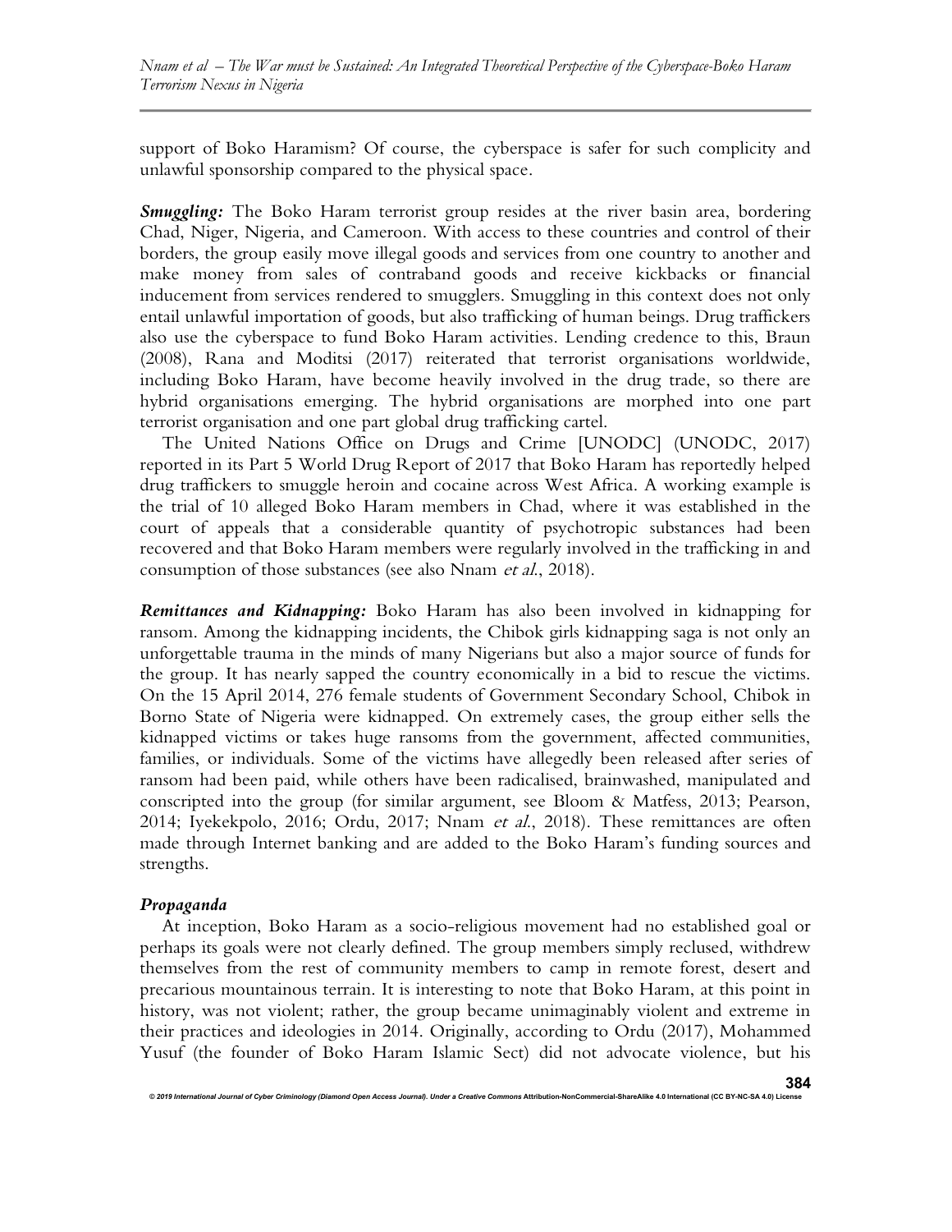support of Boko Haramism? Of course, the cyberspace is safer for such complicity and unlawful sponsorship compared to the physical space.

***Smuggling:*** The Boko Haram terrorist group resides at the river basin area, bordering Chad, Niger, Nigeria, and Cameroon. With access to these countries and control of their borders, the group easily move illegal goods and services from one country to another and make money from sales of contraband goods and receive kickbacks or financial inducement from services rendered to smugglers. Smuggling in this context does not only entail unlawful importation of goods, but also trafficking of human beings. Drug traffickers also use the cyberspace to fund Boko Haram activities. Lending credence to this, Braun (2008), Rana and Moditsi (2017) reiterated that terrorist organisations worldwide, including Boko Haram, have become heavily involved in the drug trade, so there are hybrid organisations emerging. The hybrid organisations are morphed into one part terrorist organisation and one part global drug trafficking cartel.

The United Nations Office on Drugs and Crime [UNODC] (UNODC, 2017) reported in its Part 5 World Drug Report of 2017 that Boko Haram has reportedly helped drug traffickers to smuggle heroin and cocaine across West Africa. A working example is the trial of 10 alleged Boko Haram members in Chad, where it was established in the court of appeals that a considerable quantity of psychotropic substances had been recovered and that Boko Haram members were regularly involved in the trafficking in and consumption of those substances (see also Nnam *et al.*, 2018).

***Remittances and Kidnapping:*** Boko Haram has also been involved in kidnapping for ransom. Among the kidnapping incidents, the Chibok girls kidnapping saga is not only an unforgettable trauma in the minds of many Nigerians but also a major source of funds for the group. It has nearly sapped the country economically in a bid to rescue the victims. On the 15 April 2014, 276 female students of Government Secondary School, Chibok in Borno State of Nigeria were kidnapped. On extremely cases, the group either sells the kidnapped victims or takes huge ransoms from the government, affected communities, families, or individuals. Some of the victims have allegedly been released after series of ransom had been paid, while others have been radicalised, brainwashed, manipulated and conscripted into the group (for similar argument, see Bloom & Matfess, 2013; Pearson, 2014; Iyekekpolo, 2016; Ordu, 2017; Nnam *et al.*, 2018). These remittances are often made through Internet banking and are added to the Boko Haram's funding sources and strengths.

***Propaganda***

At inception, Boko Haram as a socio-religious movement had no established goal or perhaps its goals were not clearly defined. The group members simply reclused, withdrew themselves from the rest of community members to camp in remote forest, desert and precarious mountainous terrain. It is interesting to note that Boko Haram, at this point in history, was not violent; rather, the group became unimaginably violent and extreme in their practices and ideologies in 2014. Originally, according to Ordu (2017), Mohammed Yusuf (the founder of Boko Haram Islamic Sect) did not advocate violence, but his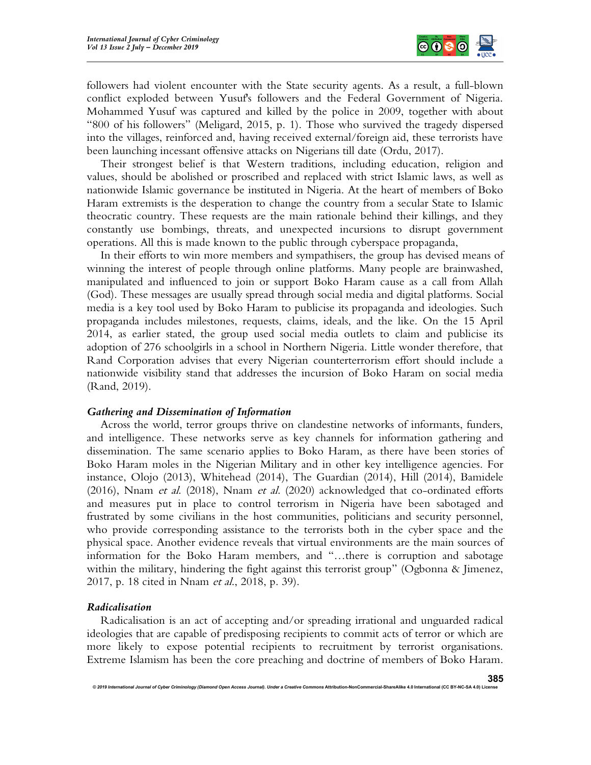followers had violent encounter with the State security agents. As a result, a full-blown conflict exploded between Yusuf's followers and the Federal Government of Nigeria. Mohammed Yusuf was captured and killed by the police in 2009, together with about "800 of his followers" (Meligard, 2015, p. 1). Those who survived the tragedy dispersed into the villages, reinforced and, having received external/foreign aid, these terrorists have been launching incessant offensive attacks on Nigerians till date (Ordu, 2017).

Their strongest belief is that Western traditions, including education, religion and values, should be abolished or proscribed and replaced with strict Islamic laws, as well as nationwide Islamic governance be instituted in Nigeria. At the heart of members of Boko Haram extremists is the desperation to change the country from a secular State to Islamic theocratic country. These requests are the main rationale behind their killings, and they constantly use bombings, threats, and unexpected incursions to disrupt government operations. All this is made known to the public through cyberspace propaganda,

In their efforts to win more members and sympathisers, the group has devised means of winning the interest of people through online platforms. Many people are brainwashed, manipulated and influenced to join or support Boko Haram cause as a call from Allah (God). These messages are usually spread through social media and digital platforms. Social media is a key tool used by Boko Haram to publicise its propaganda and ideologies. Such propaganda includes milestones, requests, claims, ideals, and the like. On the 15 April 2014, as earlier stated, the group used social media outlets to claim and publicise its adoption of 276 schoolgirls in a school in Northern Nigeria. Little wonder therefore, that Rand Corporation advises that every Nigerian counterterrorism effort should include a nationwide visibility stand that addresses the incursion of Boko Haram on social media (Rand, 2019).

### *Gathering and Dissemination of Information*

Across the world, terror groups thrive on clandestine networks of informants, funders, and intelligence. These networks serve as key channels for information gathering and dissemination. The same scenario applies to Boko Haram, as there have been stories of Boko Haram moles in the Nigerian Military and in other key intelligence agencies. For instance, Olojo (2013), Whitehead (2014), The Guardian (2014), Hill (2014), Bamidele (2016), Nnam *et al.* (2018), Nnam *et al.* (2020) acknowledged that co-ordinated efforts and measures put in place to control terrorism in Nigeria have been sabotaged and frustrated by some civilians in the host communities, politicians and security personnel, who provide corresponding assistance to the terrorists both in the cyber space and the physical space. Another evidence reveals that virtual environments are the main sources of information for the Boko Haram members, and "…there is corruption and sabotage within the military, hindering the fight against this terrorist group" (Ogbonna & Jimenez, 2017, p. 18 cited in Nnam *et al.*, 2018, p. 39).

### *Radicalisation*

Radicalisation is an act of accepting and/or spreading irrational and unguarded radical ideologies that are capable of predisposing recipients to commit acts of terror or which are more likely to expose potential recipients to recruitment by terrorist organisations. Extreme Islamism has been the core preaching and doctrine of members of Boko Haram.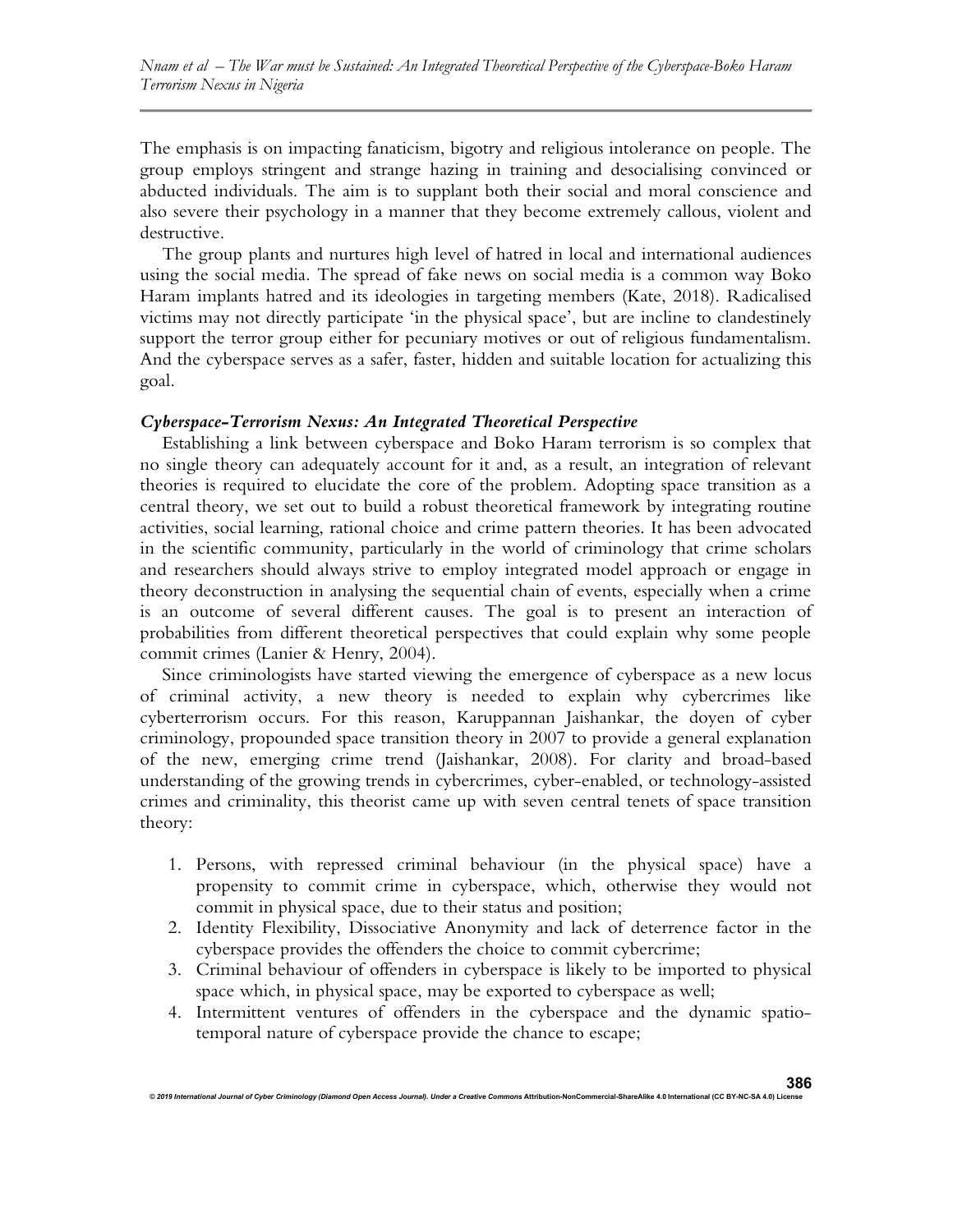The emphasis is on impacting fanaticism, bigotry and religious intolerance on people. The group employs stringent and strange hazing in training and desocialising convinced or abducted individuals. The aim is to supplant both their social and moral conscience and also severe their psychology in a manner that they become extremely callous, violent and destructive.

The group plants and nurtures high level of hatred in local and international audiences using the social media. The spread of fake news on social media is a common way Boko Haram implants hatred and its ideologies in targeting members (Kate, 2018). Radicalised victims may not directly participate 'in the physical space', but are incline to clandestinely support the terror group either for pecuniary motives or out of religious fundamentalism. And the cyberspace serves as a safer, faster, hidden and suitable location for actualizing this goal.

### *Cyberspace-Terrorism Nexus: An Integrated Theoretical Perspective*

Establishing a link between cyberspace and Boko Haram terrorism is so complex that no single theory can adequately account for it and, as a result, an integration of relevant theories is required to elucidate the core of the problem. Adopting space transition as a central theory, we set out to build a robust theoretical framework by integrating routine activities, social learning, rational choice and crime pattern theories. It has been advocated in the scientific community, particularly in the world of criminology that crime scholars and researchers should always strive to employ integrated model approach or engage in theory deconstruction in analysing the sequential chain of events, especially when a crime is an outcome of several different causes. The goal is to present an interaction of probabilities from different theoretical perspectives that could explain why some people commit crimes (Lanier & Henry, 2004).

Since criminologists have started viewing the emergence of cyberspace as a new locus of criminal activity, a new theory is needed to explain why cybercrimes like cyberterrorism occurs. For this reason, Karuppannan Jaishankar, the doyen of cyber criminology, propounded space transition theory in 2007 to provide a general explanation of the new, emerging crime trend (Jaishankar, 2008). For clarity and broad-based understanding of the growing trends in cybercrimes, cyber-enabled, or technology-assisted crimes and criminality, this theorist came up with seven central tenets of space transition theory:

1. Persons, with repressed criminal behaviour (in the physical space) have a propensity to commit crime in cyberspace, which, otherwise they would not commit in physical space, due to their status and position;
2. Identity Flexibility, Dissociative Anonymity and lack of deterrence factor in the cyberspace provides the offenders the choice to commit cybercrime;
3. Criminal behaviour of offenders in cyberspace is likely to be imported to physical space which, in physical space, may be exported to cyberspace as well;
4. Intermittent ventures of offenders in the cyberspace and the dynamic spatio-temporal nature of cyberspace provide the chance to escape;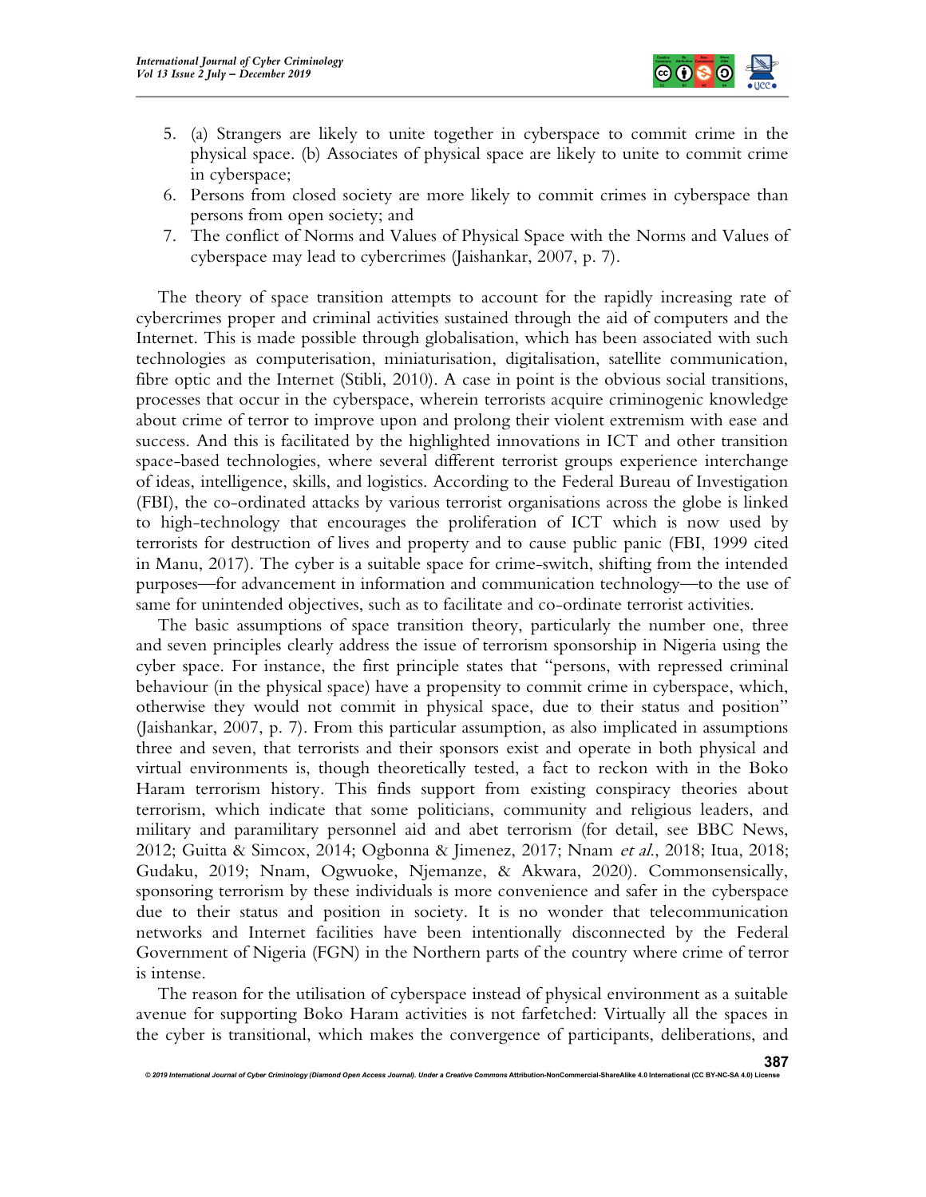5. (a) Strangers are likely to unite together in cyberspace to commit crime in the physical space. (b) Associates of physical space are likely to unite to commit crime in cyberspace;
6. Persons from closed society are more likely to commit crimes in cyberspace than persons from open society; and
7. The conflict of Norms and Values of Physical Space with the Norms and Values of cyberspace may lead to cybercrimes (Jaishankar, 2007, p. 7).

The theory of space transition attempts to account for the rapidly increasing rate of cybercrimes proper and criminal activities sustained through the aid of computers and the Internet. This is made possible through globalisation, which has been associated with such technologies as computerisation, miniaturisation, digitalisation, satellite communication, fibre optic and the Internet (Stibli, 2010). A case in point is the obvious social transitions, processes that occur in the cyberspace, wherein terrorists acquire criminogenic knowledge about crime of terror to improve upon and prolong their violent extremism with ease and success. And this is facilitated by the highlighted innovations in ICT and other transition space-based technologies, where several different terrorist groups experience interchange of ideas, intelligence, skills, and logistics. According to the Federal Bureau of Investigation (FBI), the co-ordinated attacks by various terrorist organisations across the globe is linked to high-technology that encourages the proliferation of ICT which is now used by terrorists for destruction of lives and property and to cause public panic (FBI, 1999 cited in Manu, 2017). The cyber is a suitable space for crime-switch, shifting from the intended purposes—for advancement in information and communication technology—to the use of same for unintended objectives, such as to facilitate and co-ordinate terrorist activities.

The basic assumptions of space transition theory, particularly the number one, three and seven principles clearly address the issue of terrorism sponsorship in Nigeria using the cyber space. For instance, the first principle states that "persons, with repressed criminal behaviour (in the physical space) have a propensity to commit crime in cyberspace, which, otherwise they would not commit in physical space, due to their status and position" (Jaishankar, 2007, p. 7). From this particular assumption, as also implicated in assumptions three and seven, that terrorists and their sponsors exist and operate in both physical and virtual environments is, though theoretically tested, a fact to reckon with in the Boko Haram terrorism history. This finds support from existing conspiracy theories about terrorism, which indicate that some politicians, community and religious leaders, and military and paramilitary personnel aid and abet terrorism (for detail, see BBC News, 2012; Guitta & Simcox, 2014; Ogbonna & Jimenez, 2017; Nnam *et al.*, 2018; Itua, 2018; Gudaku, 2019; Nnam, Ogwuoke, Njemanze, & Akwara, 2020). Commonsensically, sponsoring terrorism by these individuals is more convenience and safer in the cyberspace due to their status and position in society. It is no wonder that telecommunication networks and Internet facilities have been intentionally disconnected by the Federal Government of Nigeria (FGN) in the Northern parts of the country where crime of terror is intense.

The reason for the utilisation of cyberspace instead of physical environment as a suitable avenue for supporting Boko Haram activities is not farfetched: Virtually all the spaces in the cyber is transitional, which makes the convergence of participants, deliberations, and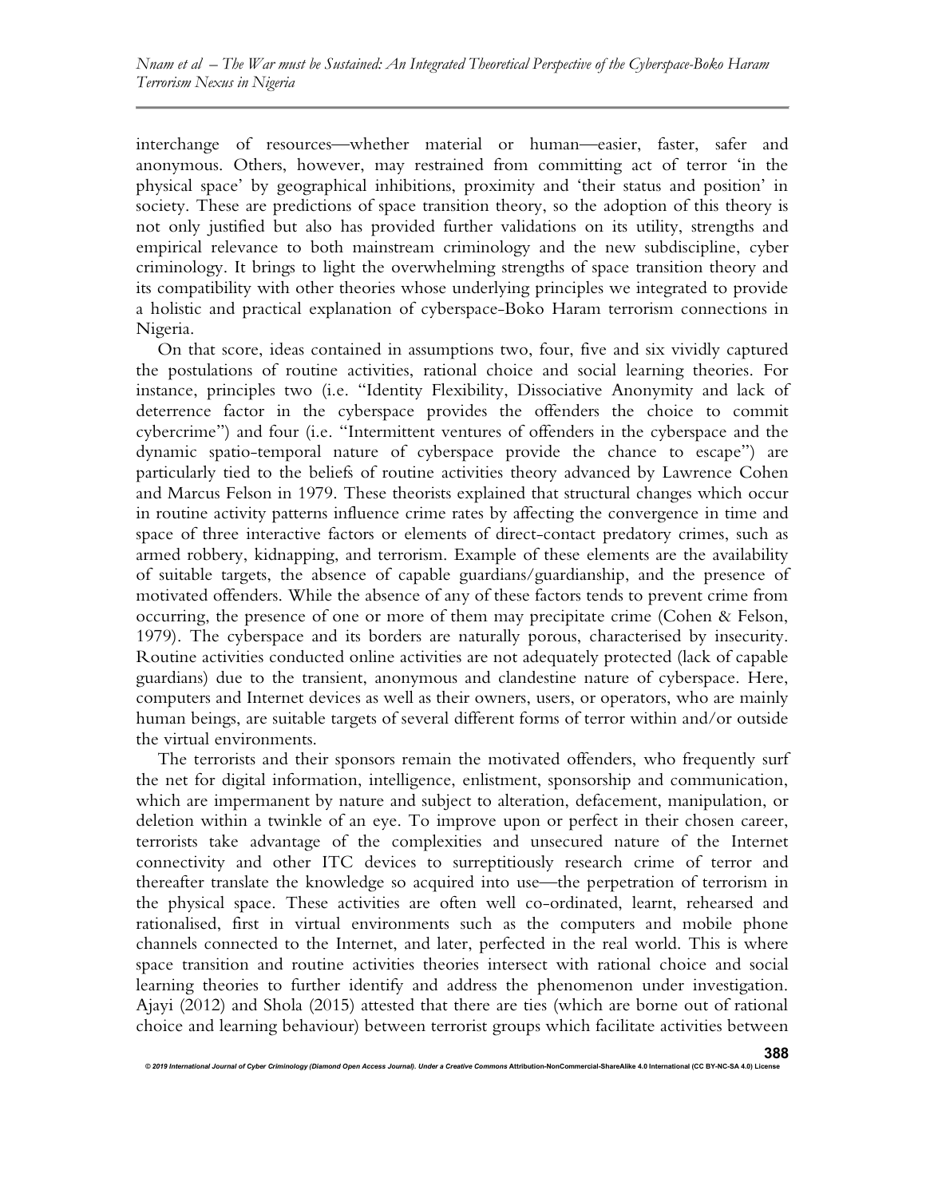interchange of resources—whether material or human—easier, faster, safer and anonymous. Others, however, may restrained from committing act of terror 'in the physical space' by geographical inhibitions, proximity and 'their status and position' in society. These are predictions of space transition theory, so the adoption of this theory is not only justified but also has provided further validations on its utility, strengths and empirical relevance to both mainstream criminology and the new subdiscipline, cyber criminology. It brings to light the overwhelming strengths of space transition theory and its compatibility with other theories whose underlying principles we integrated to provide a holistic and practical explanation of cyberspace-Boko Haram terrorism connections in Nigeria.

On that score, ideas contained in assumptions two, four, five and six vividly captured the postulations of routine activities, rational choice and social learning theories. For instance, principles two (i.e. "Identity Flexibility, Dissociative Anonymity and lack of deterrence factor in the cyberspace provides the offenders the choice to commit cybercrime") and four (i.e. "Intermittent ventures of offenders in the cyberspace and the dynamic spatio-temporal nature of cyberspace provide the chance to escape") are particularly tied to the beliefs of routine activities theory advanced by Lawrence Cohen and Marcus Felson in 1979. These theorists explained that structural changes which occur in routine activity patterns influence crime rates by affecting the convergence in time and space of three interactive factors or elements of direct-contact predatory crimes, such as armed robbery, kidnapping, and terrorism. Example of these elements are the availability of suitable targets, the absence of capable guardians/guardianship, and the presence of motivated offenders. While the absence of any of these factors tends to prevent crime from occurring, the presence of one or more of them may precipitate crime (Cohen & Felson, 1979). The cyberspace and its borders are naturally porous, characterised by insecurity. Routine activities conducted online activities are not adequately protected (lack of capable guardians) due to the transient, anonymous and clandestine nature of cyberspace. Here, computers and Internet devices as well as their owners, users, or operators, who are mainly human beings, are suitable targets of several different forms of terror within and/or outside the virtual environments.

The terrorists and their sponsors remain the motivated offenders, who frequently surf the net for digital information, intelligence, enlistment, sponsorship and communication, which are impermanent by nature and subject to alteration, defacement, manipulation, or deletion within a twinkle of an eye. To improve upon or perfect in their chosen career, terrorists take advantage of the complexities and unsecured nature of the Internet connectivity and other ITC devices to surreptitiously research crime of terror and thereafter translate the knowledge so acquired into use—the perpetration of terrorism in the physical space. These activities are often well co-ordinated, learnt, rehearsed and rationalised, first in virtual environments such as the computers and mobile phone channels connected to the Internet, and later, perfected in the real world. This is where space transition and routine activities theories intersect with rational choice and social learning theories to further identify and address the phenomenon under investigation. Ajayi (2012) and Shola (2015) attested that there are ties (which are borne out of rational choice and learning behaviour) between terrorist groups which facilitate activities between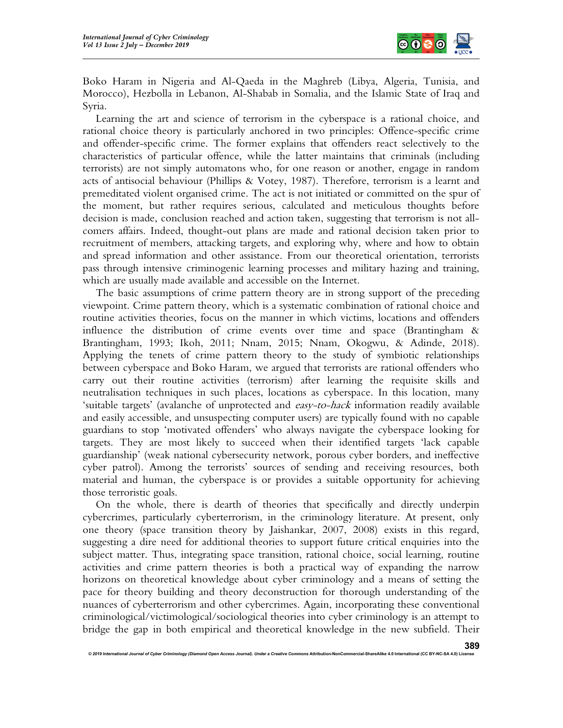Boko Haram in Nigeria and Al-Qaeda in the Maghreb (Libya, Algeria, Tunisia, and Morocco), Hezbolla in Lebanon, Al-Shabab in Somalia, and the Islamic State of Iraq and Syria.

Learning the art and science of terrorism in the cyberspace is a rational choice, and rational choice theory is particularly anchored in two principles: Offence-specific crime and offender-specific crime. The former explains that offenders react selectively to the characteristics of particular offence, while the latter maintains that criminals (including terrorists) are not simply automatons who, for one reason or another, engage in random acts of antisocial behaviour (Phillips & Votey, 1987). Therefore, terrorism is a learnt and premeditated violent organised crime. The act is not initiated or committed on the spur of the moment, but rather requires serious, calculated and meticulous thoughts before decision is made, conclusion reached and action taken, suggesting that terrorism is not all-comers affairs. Indeed, thought-out plans are made and rational decision taken prior to recruitment of members, attacking targets, and exploring why, where and how to obtain and spread information and other assistance. From our theoretical orientation, terrorists pass through intensive criminogenic learning processes and military hazing and training, which are usually made available and accessible on the Internet.

The basic assumptions of crime pattern theory are in strong support of the preceding viewpoint. Crime pattern theory, which is a systematic combination of rational choice and routine activities theories, focus on the manner in which victims, locations and offenders influence the distribution of crime events over time and space (Brantingham & Brantingham, 1993; Ikoh, 2011; Nnam, 2015; Nnam, Okogwu, & Adinde, 2018). Applying the tenets of crime pattern theory to the study of symbiotic relationships between cyberspace and Boko Haram, we argued that terrorists are rational offenders who carry out their routine activities (terrorism) after learning the requisite skills and neutralisation techniques in such places, locations as cyberspace. In this location, many 'suitable targets' (avalanche of unprotected and *easy-to-hack* information readily available and easily accessible, and unsuspecting computer users) are typically found with no capable guardians to stop 'motivated offenders' who always navigate the cyberspace looking for targets. They are most likely to succeed when their identified targets 'lack capable guardianship' (weak national cybersecurity network, porous cyber borders, and ineffective cyber patrol). Among the terrorists' sources of sending and receiving resources, both material and human, the cyberspace is or provides a suitable opportunity for achieving those terroristic goals.

On the whole, there is dearth of theories that specifically and directly underpin cybercrimes, particularly cyberterrorism, in the criminology literature. At present, only one theory (space transition theory by Jaishankar, 2007, 2008) exists in this regard, suggesting a dire need for additional theories to support future critical enquiries into the subject matter. Thus, integrating space transition, rational choice, social learning, routine activities and crime pattern theories is both a practical way of expanding the narrow horizons on theoretical knowledge about cyber criminology and a means of setting the pace for theory building and theory deconstruction for thorough understanding of the nuances of cyberterrorism and other cybercrimes. Again, incorporating these conventional criminological/victimological/sociological theories into cyber criminology is an attempt to bridge the gap in both empirical and theoretical knowledge in the new subfield. Their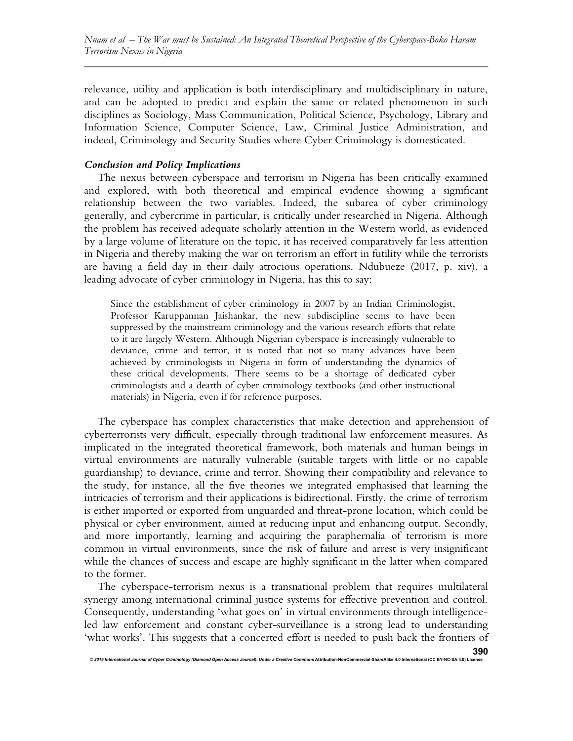relevance, utility and application is both interdisciplinary and multidisciplinary in nature, and can be adopted to predict and explain the same or related phenomenon in such disciplines as Sociology, Mass Communication, Political Science, Psychology, Library and Information Science, Computer Science, Law, Criminal Justice Administration, and indeed, Criminology and Security Studies where Cyber Criminology is domesticated.

### *Conclusion and Policy Implications*

The nexus between cyberspace and terrorism in Nigeria has been critically examined and explored, with both theoretical and empirical evidence showing a significant relationship between the two variables. Indeed, the subarea of cyber criminology generally, and cybercrime in particular, is critically under researched in Nigeria. Although the problem has received adequate scholarly attention in the Western world, as evidenced by a large volume of literature on the topic, it has received comparatively far less attention in Nigeria and thereby making the war on terrorism an effort in futility while the terrorists are having a field day in their daily atrocious operations. Ndubueze (2017, p. xiv), a leading advocate of cyber criminology in Nigeria, has this to say:

> Since the establishment of cyber criminology in 2007 by an Indian Criminologist, Professor Karuppannan Jaishankar, the new subdiscipline seems to have been suppressed by the mainstream criminology and the various research efforts that relate to it are largely Western. Although Nigerian cyberspace is increasingly vulnerable to deviance, crime and terror, it is noted that not so many advances have been achieved by criminologists in Nigeria in form of understanding the dynamics of these critical developments. There seems to be a shortage of dedicated cyber criminologists and a dearth of cyber criminology textbooks (and other instructional materials) in Nigeria, even if for reference purposes.

The cyberspace has complex characteristics that make detection and apprehension of cyberterrorists very difficult, especially through traditional law enforcement measures. As implicated in the integrated theoretical framework, both materials and human beings in virtual environments are naturally vulnerable (suitable targets with little or no capable guardianship) to deviance, crime and terror. Showing their compatibility and relevance to the study, for instance, all the five theories we integrated emphasised that learning the intricacies of terrorism and their applications is bidirectional. Firstly, the crime of terrorism is either imported or exported from unguarded and threat-prone location, which could be physical or cyber environment, aimed at reducing input and enhancing output. Secondly, and more importantly, learning and acquiring the paraphernalia of terrorism is more common in virtual environments, since the risk of failure and arrest is very insignificant while the chances of success and escape are highly significant in the latter when compared to the former.

The cyberspace-terrorism nexus is a transnational problem that requires multilateral synergy among international criminal justice systems for effective prevention and control. Consequently, understanding 'what goes on' in virtual environments through intelligence-led law enforcement and constant cyber-surveillance is a strong lead to understanding 'what works'. This suggests that a concerted effort is needed to push back the frontiers of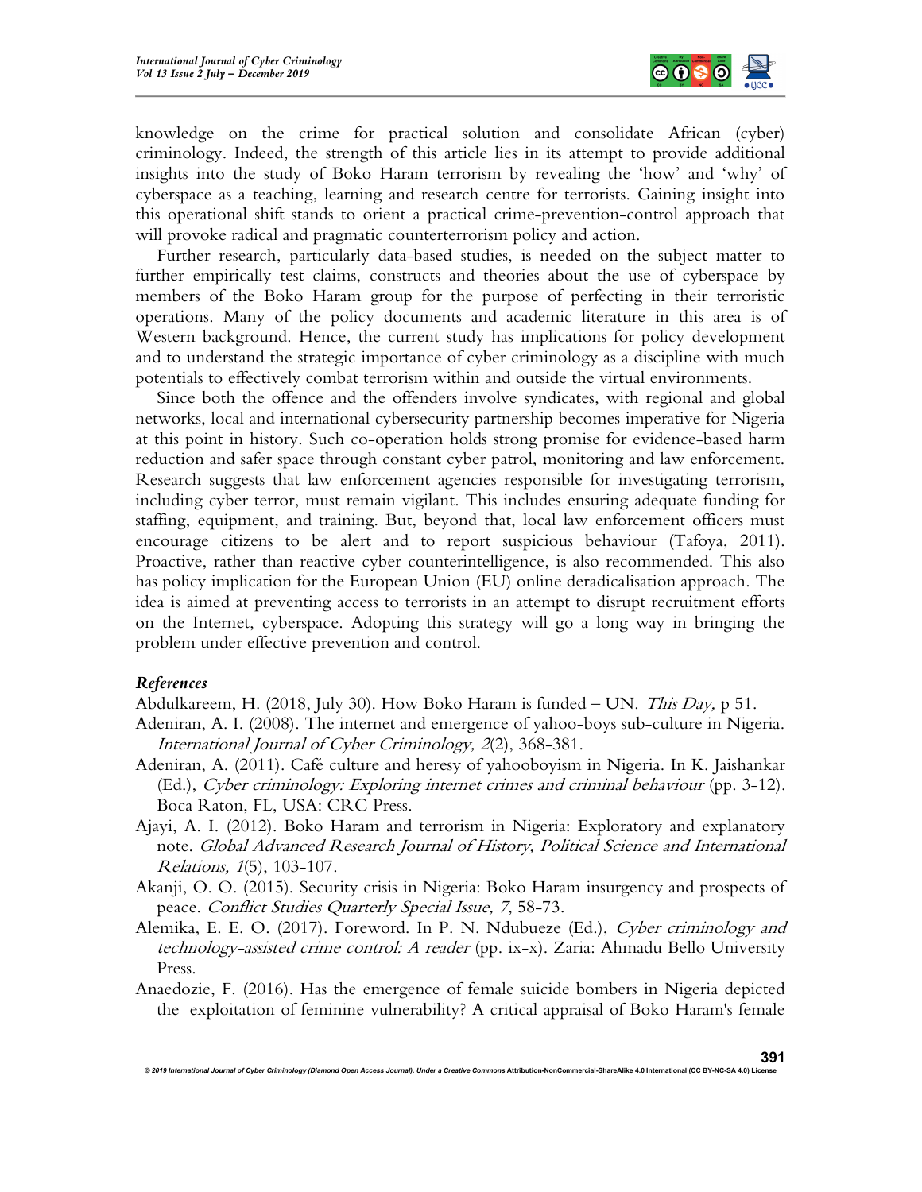knowledge on the crime for practical solution and consolidate African (cyber) criminology. Indeed, the strength of this article lies in its attempt to provide additional insights into the study of Boko Haram terrorism by revealing the 'how' and 'why' of cyberspace as a teaching, learning and research centre for terrorists. Gaining insight into this operational shift stands to orient a practical crime-prevention-control approach that will provoke radical and pragmatic counterterrorism policy and action.

Further research, particularly data-based studies, is needed on the subject matter to further empirically test claims, constructs and theories about the use of cyberspace by members of the Boko Haram group for the purpose of perfecting in their terroristic operations. Many of the policy documents and academic literature in this area is of Western background. Hence, the current study has implications for policy development and to understand the strategic importance of cyber criminology as a discipline with much potentials to effectively combat terrorism within and outside the virtual environments.

Since both the offence and the offenders involve syndicates, with regional and global networks, local and international cybersecurity partnership becomes imperative for Nigeria at this point in history. Such co-operation holds strong promise for evidence-based harm reduction and safer space through constant cyber patrol, monitoring and law enforcement. Research suggests that law enforcement agencies responsible for investigating terrorism, including cyber terror, must remain vigilant. This includes ensuring adequate funding for staffing, equipment, and training. But, beyond that, local law enforcement officers must encourage citizens to be alert and to report suspicious behaviour (Tafoya, 2011). Proactive, rather than reactive cyber counterintelligence, is also recommended. This also has policy implication for the European Union (EU) online deradicalisation approach. The idea is aimed at preventing access to terrorists in an attempt to disrupt recruitment efforts on the Internet, cyberspace. Adopting this strategy will go a long way in bringing the problem under effective prevention and control.

### References

Abdulkareem, H. (2018, July 30). How Boko Haram is funded – UN. *This Day,* p 51.

Adeniran, A. I. (2008). The internet and emergence of yahoo-boys sub-culture in Nigeria. *International Journal of Cyber Criminology, 2*(2), 368-381.

Adeniran, A. (2011). Café culture and heresy of yahooboyism in Nigeria. In K. Jaishankar (Ed.), *Cyber criminology: Exploring internet crimes and criminal behaviour* (pp. 3-12). Boca Raton, FL, USA: CRC Press.

Ajayi, A. I. (2012). Boko Haram and terrorism in Nigeria: Exploratory and explanatory note. *Global Advanced Research Journal of History, Political Science and International Relations, 1*(5), 103-107.

Akanji, O. O. (2015). Security crisis in Nigeria: Boko Haram insurgency and prospects of peace. *Conflict Studies Quarterly Special Issue, 7*, 58-73.

Alemika, E. E. O. (2017). Foreword. In P. N. Ndubueze (Ed.), *Cyber criminology and technology-assisted crime control: A reader* (pp. ix-x). Zaria: Ahmadu Bello University Press.

Anaedozie, F. (2016). Has the emergence of female suicide bombers in Nigeria depicted the exploitation of feminine vulnerability? A critical appraisal of Boko Haram's female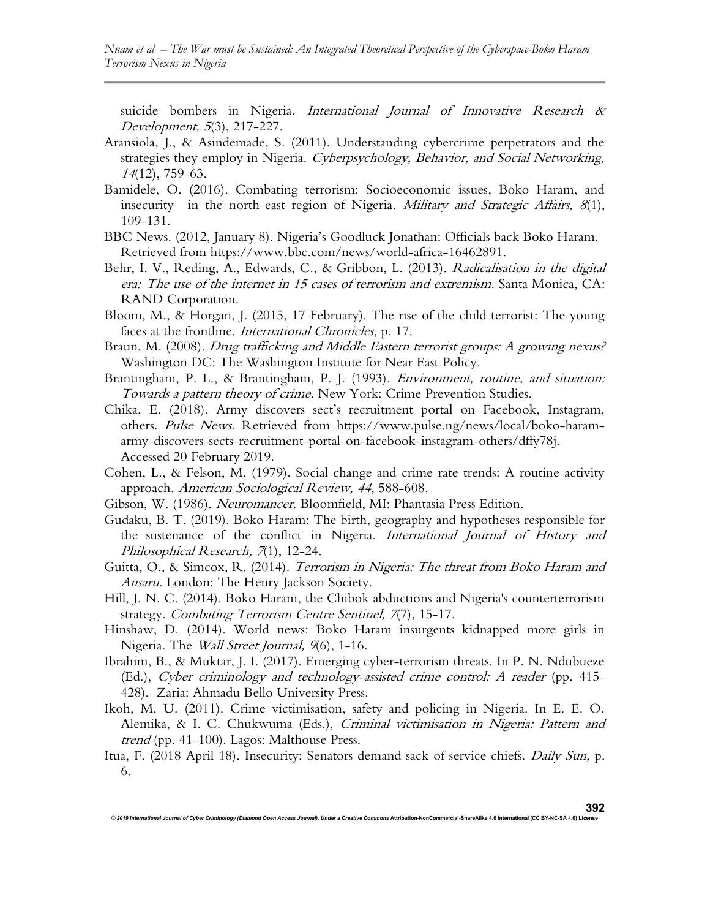suicide bombers in Nigeria. *International Journal of Innovative Research & Development, 5*(3), 217-227.

Aransiola, J., & Asindemade, S. (2011). Understanding cybercrime perpetrators and the strategies they employ in Nigeria. *Cyberpsychology, Behavior, and Social Networking, 14*(12), 759-63.

Bamidele, O. (2016). Combating terrorism: Socioeconomic issues, Boko Haram, and insecurity in the north-east region of Nigeria. *Military and Strategic Affairs, 8*(1), 109-131.

BBC News. (2012, January 8). Nigeria's Goodluck Jonathan: Officials back Boko Haram. Retrieved from https://www.bbc.com/news/world-africa-16462891.

Behr, I. V., Reding, A., Edwards, C., & Gribbon, L. (2013). *Radicalisation in the digital era: The use of the internet in 15 cases of terrorism and extremism*. Santa Monica, CA: RAND Corporation.

Bloom, M., & Horgan, J. (2015, 17 February). The rise of the child terrorist: The young faces at the frontline. *International Chronicles*, p. 17.

Braun, M. (2008). *Drug trafficking and Middle Eastern terrorist groups: A growing nexus?* Washington DC: The Washington Institute for Near East Policy.

Brantingham, P. L., & Brantingham, P. J. (1993). *Environment, routine, and situation: Towards a pattern theory of crime*. New York: Crime Prevention Studies.

Chika, E. (2018). Army discovers sect's recruitment portal on Facebook, Instagram, others. *Pulse News*. Retrieved from https://www.pulse.ng/news/local/boko-haram-army-discovers-sects-recruitment-portal-on-facebook-instagram-others/dffy78j. Accessed 20 February 2019.

Cohen, L., & Felson, M. (1979). Social change and crime rate trends: A routine activity approach. *American Sociological Review, 44*, 588-608.

Gibson, W. (1986). *Neuromancer*. Bloomfield, MI: Phantasia Press Edition.

Gudaku, B. T. (2019). Boko Haram: The birth, geography and hypotheses responsible for the sustenance of the conflict in Nigeria. *International Journal of History and Philosophical Research, 7*(1), 12-24.

Guitta, O., & Simcox, R. (2014). *Terrorism in Nigeria: The threat from Boko Haram and Ansaru*. London: The Henry Jackson Society.

Hill, J. N. C. (2014). Boko Haram, the Chibok abductions and Nigeria's counterterrorism strategy. *Combating Terrorism Centre Sentinel, 7*(7), 15-17.

Hinshaw, D. (2014). World news: Boko Haram insurgents kidnapped more girls in Nigeria. The *Wall Street Journal, 9*(6), 1-16.

Ibrahim, B., & Muktar, J. I. (2017). Emerging cyber-terrorism threats. In P. N. Ndubueze (Ed.), *Cyber criminology and technology-assisted crime control: A reader* (pp. 415-428). Zaria: Ahmadu Bello University Press.

Ikoh, M. U. (2011). Crime victimisation, safety and policing in Nigeria. In E. E. O. Alemika, & I. C. Chukwuma (Eds.), *Criminal victimisation in Nigeria: Pattern and trend* (pp. 41-100). Lagos: Malthouse Press.

Itua, F. (2018 April 18). Insecurity: Senators demand sack of service chiefs. *Daily Sun,* p. 6.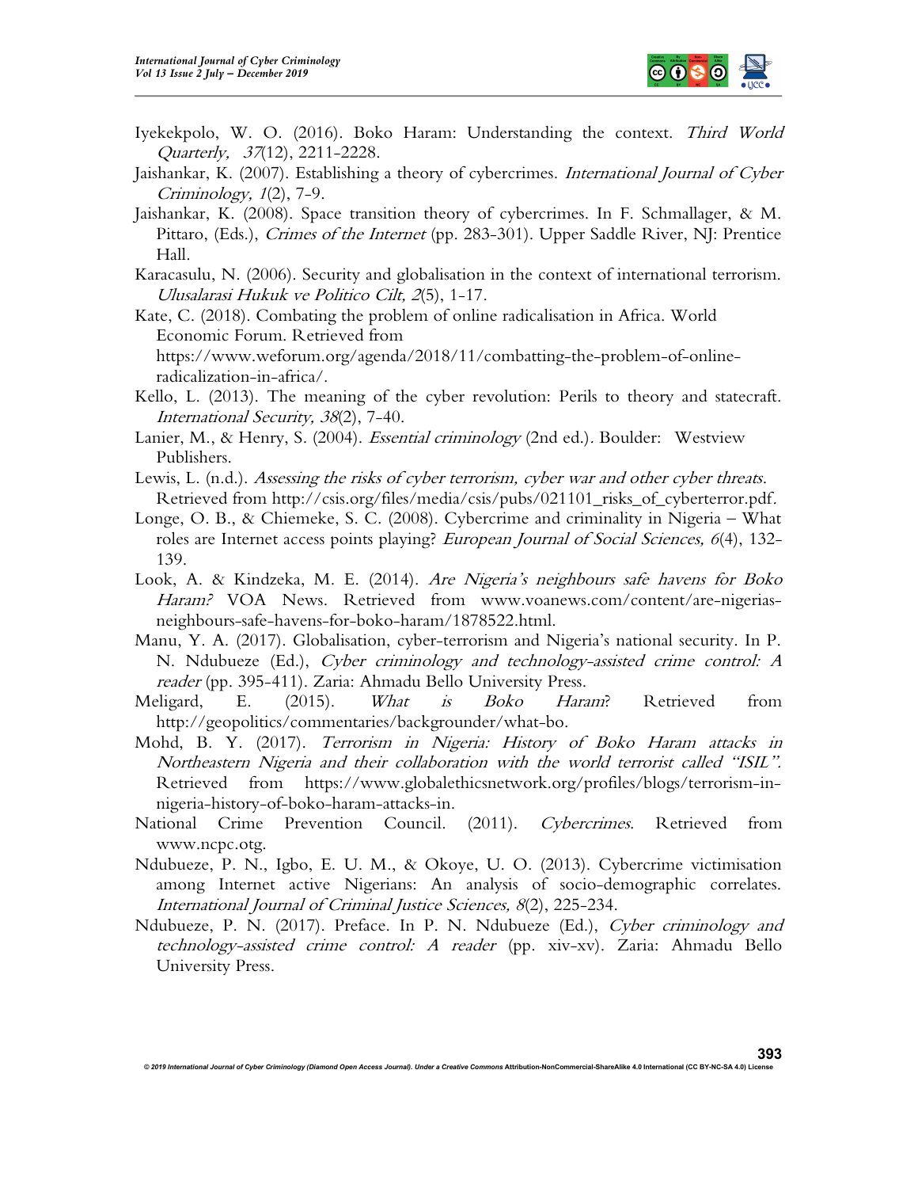Iyekekpolo, W. O. (2016). Boko Haram: Understanding the context. *Third World Quarterly, 37*(12), 2211-2228.

Jaishankar, K. (2007). Establishing a theory of cybercrimes. *International Journal of Cyber Criminology, 1*(2), 7-9.

Jaishankar, K. (2008). Space transition theory of cybercrimes. In F. Schmallager, & M. Pittaro, (Eds.), *Crimes of the Internet* (pp. 283-301). Upper Saddle River, NJ: Prentice Hall.

Karacasulu, N. (2006). Security and globalisation in the context of international terrorism. *Ulusalarasi Hukuk ve Politico Cilt, 2*(5), 1-17.

Kate, C. (2018). Combating the problem of online radicalisation in Africa. World Economic Forum. Retrieved from https://www.weforum.org/agenda/2018/11/combatting-the-problem-of-online-radicalization-in-africa/.

Kello, L. (2013). The meaning of the cyber revolution: Perils to theory and statecraft. *International Security, 38*(2), 7-40.

Lanier, M., & Henry, S. (2004). *Essential criminology* (2nd ed.). Boulder: Westview Publishers.

Lewis, L. (n.d.). *Assessing the risks of cyber terrorism, cyber war and other cyber threats.* Retrieved from http://csis.org/files/media/csis/pubs/021101_risks_of_cyberterror.pdf.

Longe, O. B., & Chiemeke, S. C. (2008). Cybercrime and criminality in Nigeria – What roles are Internet access points playing? *European Journal of Social Sciences, 6*(4), 132-139.

Look, A. & Kindzeka, M. E. (2014). *Are Nigeria's neighbours safe havens for Boko Haram?* VOA News. Retrieved from www.voanews.com/content/are-nigerias-neighbours-safe-havens-for-boko-haram/1878522.html.

Manu, Y. A. (2017). Globalisation, cyber-terrorism and Nigeria's national security. In P. N. Ndubueze (Ed.), *Cyber criminology and technology-assisted crime control: A reader* (pp. 395-411). Zaria: Ahmadu Bello University Press.

Meligard, E. (2015). *What is Boko Haram*? Retrieved from http://geopolitics/commentaries/backgrounder/what-bo.

Mohd, B. Y. (2017). *Terrorism in Nigeria: History of Boko Haram attacks in Northeastern Nigeria and their collaboration with the world terrorist called "ISIL".* Retrieved from https://www.globalethicsnetwork.org/profiles/blogs/terrorism-in-nigeria-history-of-boko-haram-attacks-in.

National Crime Prevention Council. (2011). *Cybercrimes.* Retrieved from www.ncpc.otg.

Ndubueze, P. N., Igbo, E. U. M., & Okoye, U. O. (2013). Cybercrime victimisation among Internet active Nigerians: An analysis of socio-demographic correlates. *International Journal of Criminal Justice Sciences, 8*(2), 225-234.

Ndubueze, P. N. (2017). Preface. In P. N. Ndubueze (Ed.), *Cyber criminology and technology-assisted crime control: A reader* (pp. xiv-xv). Zaria: Ahmadu Bello University Press.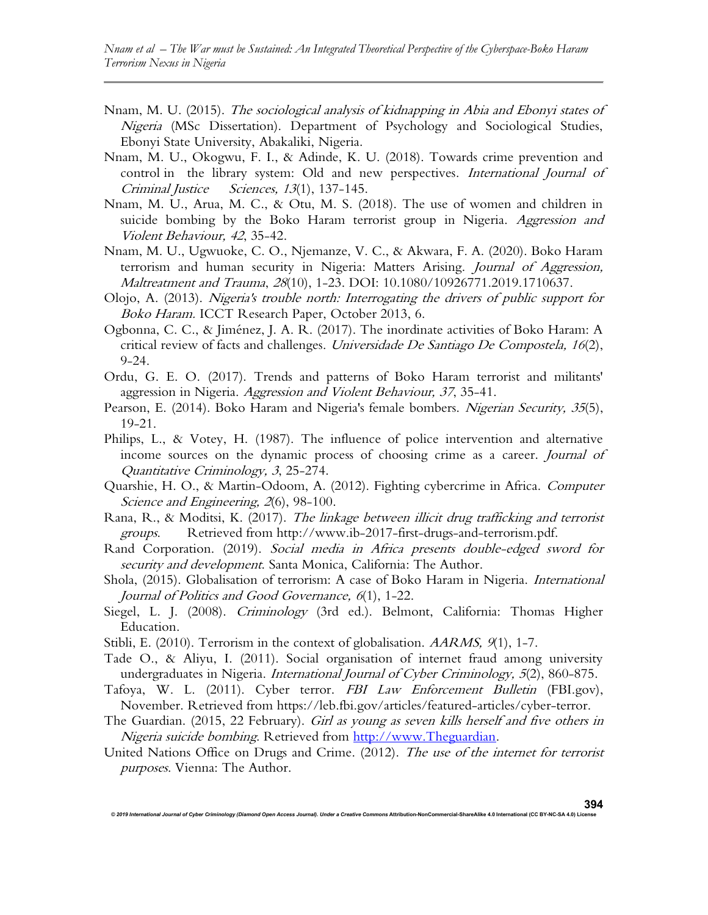Nnam, M. U. (2015). *The sociological analysis of kidnapping in Abia and Ebonyi states of Nigeria* (MSc Dissertation). Department of Psychology and Sociological Studies, Ebonyi State University, Abakaliki, Nigeria.

Nnam, M. U., Okogwu, F. I., & Adinde, K. U. (2018). Towards crime prevention and control in the library system: Old and new perspectives. *International Journal of Criminal Justice Sciences, 13*(1), 137-145.

Nnam, M. U., Arua, M. C., & Otu, M. S. (2018). The use of women and children in suicide bombing by the Boko Haram terrorist group in Nigeria. *Aggression and Violent Behaviour, 42*, 35-42.

Nnam, M. U., Ugwuoke, C. O., Njemanze, V. C., & Akwara, F. A. (2020). Boko Haram terrorism and human security in Nigeria: Matters Arising. *Journal of Aggression, Maltreatment and Trauma*, *28*(10), 1-23. DOI: 10.1080/10926771.2019.1710637.

Olojo, A. (2013). *Nigeria's trouble north: Interrogating the drivers of public support for Boko Haram.* ICCT Research Paper, October 2013, 6.

Ogbonna, C. C., & Jiménez, J. A. R. (2017). The inordinate activities of Boko Haram: A critical review of facts and challenges. *Universidade De Santiago De Compostela, 16*(2), 9-24.

Ordu, G. E. O. (2017). Trends and patterns of Boko Haram terrorist and militants' aggression in Nigeria. *Aggression and Violent Behaviour, 37*, 35-41.

Pearson, E. (2014). Boko Haram and Nigeria's female bombers. *Nigerian Security, 35*(5), 19-21.

Philips, L., & Votey, H. (1987). The influence of police intervention and alternative income sources on the dynamic process of choosing crime as a career. *Journal of Quantitative Criminology, 3*, 25-274.

Quarshie, H. O., & Martin-Odoom, A. (2012). Fighting cybercrime in Africa. *Computer Science and Engineering, 2*(6), 98-100.

Rana, R., & Moditsi, K. (2017). *The linkage between illicit drug trafficking and terrorist groups*. Retrieved from http://www.ib-2017-first-drugs-and-terrorism.pdf.

Rand Corporation. (2019). *Social media in Africa presents double-edged sword for security and development*. Santa Monica, California: The Author.

Shola, (2015). Globalisation of terrorism: A case of Boko Haram in Nigeria. *International Journal of Politics and Good Governance, 6*(1), 1-22.

Siegel, L. J. (2008). *Criminology* (3rd ed.). Belmont, California: Thomas Higher Education.

Stibli, E. (2010). Terrorism in the context of globalisation. *AARMS, 9*(1), 1-7.

Tade O., & Aliyu, I. (2011). Social organisation of internet fraud among university undergraduates in Nigeria. *International Journal of Cyber Criminology, 5*(2), 860-875.

Tafoya, W. L. (2011). Cyber terror. *FBI Law Enforcement Bulletin* (FBI.gov), November. Retrieved from https://leb.fbi.gov/articles/featured-articles/cyber-terror.

The Guardian. (2015, 22 February). *Girl as young as seven kills herself and five others in Nigeria suicide bombing*. Retrieved from http://www.Theguardian.

United Nations Office on Drugs and Crime. (2012). *The use of the internet for terrorist purposes*. Vienna: The Author.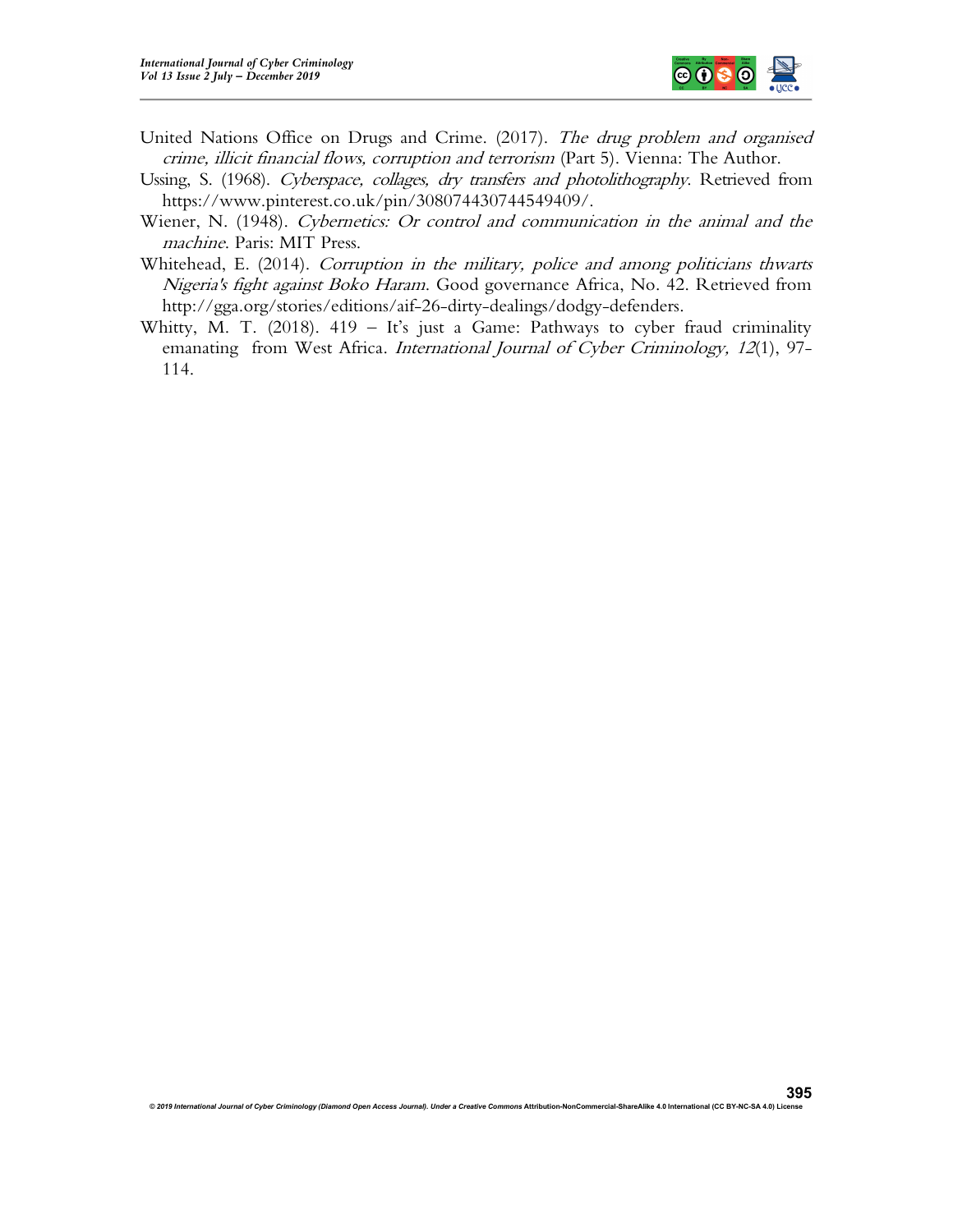United Nations Office on Drugs and Crime. (2017). *The drug problem and organised crime, illicit financial flows, corruption and terrorism* (Part 5). Vienna: The Author.

Ussing, S. (1968). *Cyberspace, collages, dry transfers and photolithography*. Retrieved from https://www.pinterest.co.uk/pin/308074430744549409/.

Wiener, N. (1948). *Cybernetics: Or control and communication in the animal and the machine*. Paris: MIT Press.

Whitehead, E. (2014). *Corruption in the military, police and among politicians thwarts Nigeria's fight against Boko Haram*. Good governance Africa, No. 42. Retrieved from http://gga.org/stories/editions/aif-26-dirty-dealings/dodgy-defenders.

Whitty, M. T. (2018). 419 – It's just a Game: Pathways to cyber fraud criminality emanating from West Africa. *International Journal of Cyber Criminology, 12*(1), 97-114.